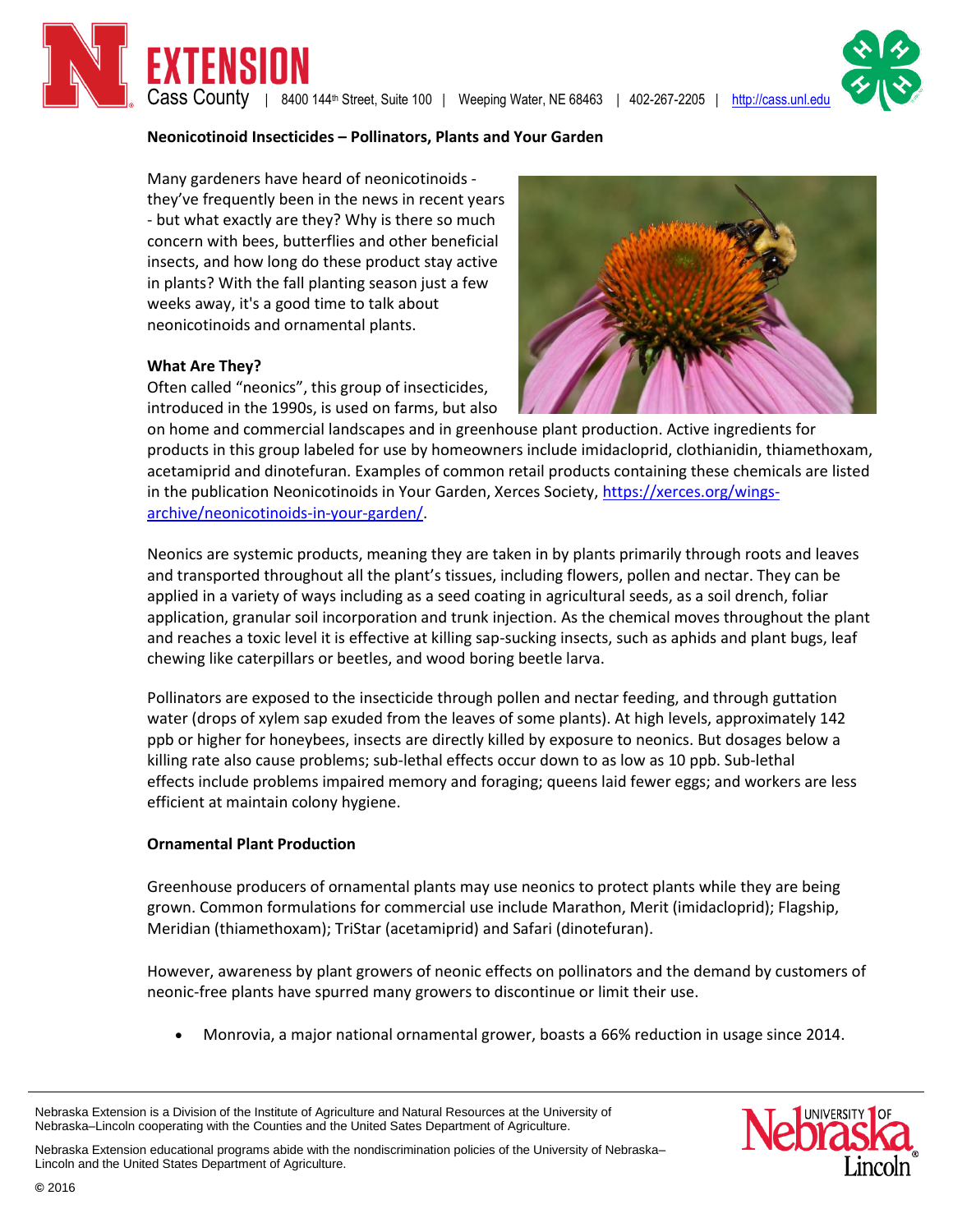# Neonicotinoid Insecticides – Pollinators, Plants and Your Garden

Many gardeners have heard of neonicotinoids - they've frequently been in the news in recent years - but what exactly are they? Why is there so much concern with bees, butterflies and other beneficial insects, and how long do these product stay active in plants? With the fall planting season just a few weeks away, it's a good time to talk about neonicotinoids and ornamental plants.

## What Are They?

Often called "neonics", this group of insecticides, introduced in the 1990s, is used on farms, but also on home and commercial landscapes and in greenhouse plant production. Active ingredients for products in this group labeled for use by homeowners include imidacloprid, clothianidin, thiamethoxam, acetamiprid and dinotefuran. Examples of common retail products containing these chemicals are listed in the publication Neonicotinoids in Your Garden, Xerces Society, https://xerces.org/wings-archive/neonicotinoids-in-your-garden/.

Neonics are systemic products, meaning they are taken in by plants primarily through roots and leaves and transported throughout all the plant's tissues, including flowers, pollen and nectar. They can be applied in a variety of ways including as a seed coating in agricultural seeds, as a soil drench, foliar application, granular soil incorporation and trunk injection. As the chemical moves throughout the plant and reaches a toxic level it is effective at killing sap-sucking insects, such as aphids and plant bugs, leaf chewing like caterpillars or beetles, and wood boring beetle larva.

Pollinators are exposed to the insecticide through pollen and nectar feeding, and through guttation water (drops of xylem sap exuded from the leaves of some plants). At high levels, approximately 142 ppb or higher for honeybees, insects are directly killed by exposure to neonics. But dosages below a killing rate also cause problems; sub-lethal effects occur down to as low as 10 ppb. Sub-lethal effects include problems impaired memory and foraging; queens laid fewer eggs; and workers are less efficient at maintain colony hygiene.

## Ornamental Plant Production

Greenhouse producers of ornamental plants may use neonics to protect plants while they are being grown. Common formulations for commercial use include Marathon, Merit (imidacloprid); Flagship, Meridian (thiamethoxam); TriStar (acetamiprid) and Safari (dinotefuran).

However, awareness by plant growers of neonic effects on pollinators and the demand by customers of neonic-free plants have spurred many growers to discontinue or limit their use.

- Monrovia, a major national ornamental grower, boasts a 66% reduction in usage since 2014.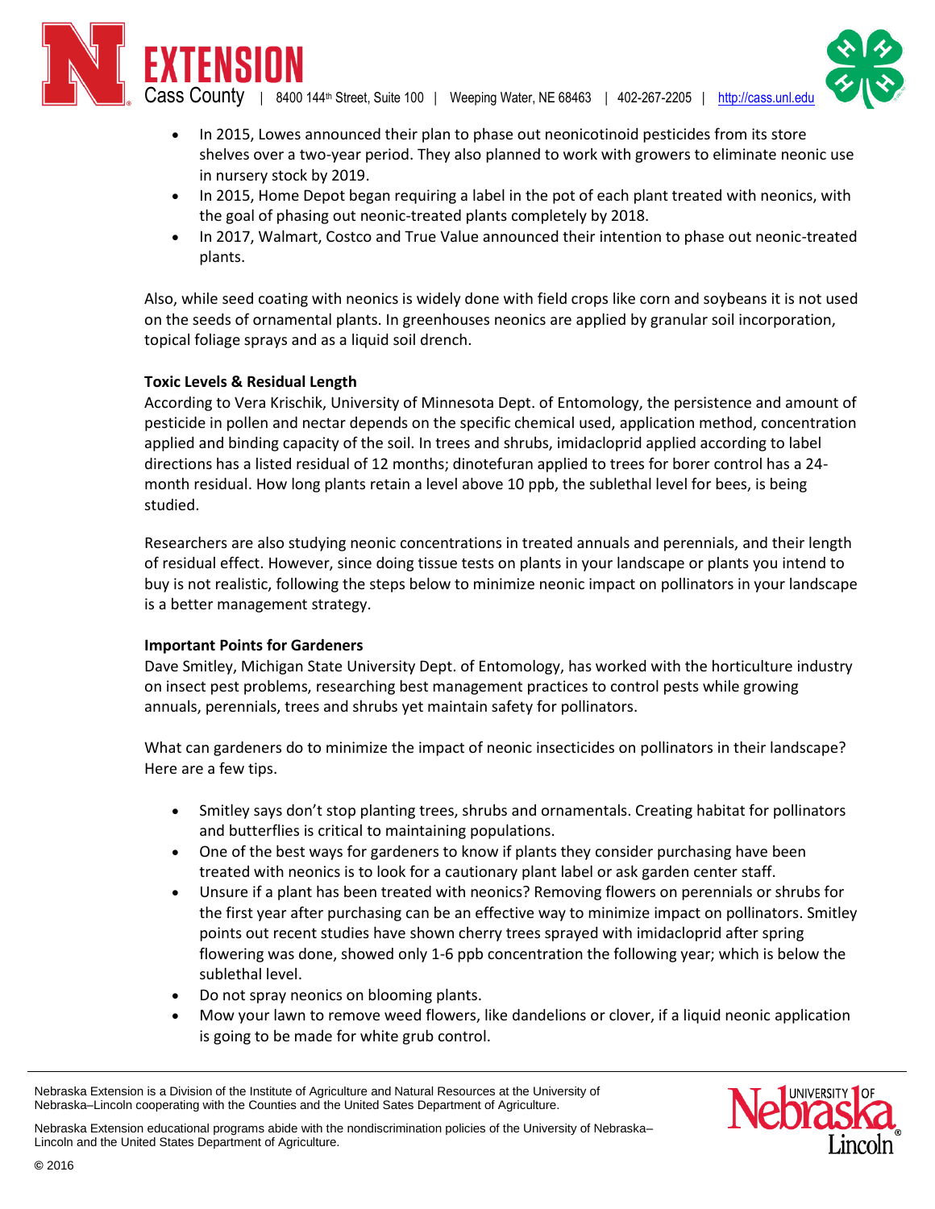- In 2015, Lowes announced their plan to phase out neonicotinoid pesticides from its store shelves over a two-year period. They also planned to work with growers to eliminate neonic use in nursery stock by 2019.
- In 2015, Home Depot began requiring a label in the pot of each plant treated with neonics, with the goal of phasing out neonic-treated plants completely by 2018.
- In 2017, Walmart, Costco and True Value announced their intention to phase out neonic-treated plants.

Also, while seed coating with neonics is widely done with field crops like corn and soybeans it is not used on the seeds of ornamental plants. In greenhouses neonics are applied by granular soil incorporation, topical foliage sprays and as a liquid soil drench.

**Toxic Levels & Residual Length**

According to Vera Krischik, University of Minnesota Dept. of Entomology, the persistence and amount of pesticide in pollen and nectar depends on the specific chemical used, application method, concentration applied and binding capacity of the soil. In trees and shrubs, imidacloprid applied according to label directions has a listed residual of 12 months; dinotefuran applied to trees for borer control has a 24-month residual. How long plants retain a level above 10 ppb, the sublethal level for bees, is being studied.

Researchers are also studying neonic concentrations in treated annuals and perennials, and their length of residual effect. However, since doing tissue tests on plants in your landscape or plants you intend to buy is not realistic, following the steps below to minimize neonic impact on pollinators in your landscape is a better management strategy.

**Important Points for Gardeners**

Dave Smitley, Michigan State University Dept. of Entomology, has worked with the horticulture industry on insect pest problems, researching best management practices to control pests while growing annuals, perennials, trees and shrubs yet maintain safety for pollinators.

What can gardeners do to minimize the impact of neonic insecticides on pollinators in their landscape? Here are a few tips.

- Smitley says don't stop planting trees, shrubs and ornamentals. Creating habitat for pollinators and butterflies is critical to maintaining populations.
- One of the best ways for gardeners to know if plants they consider purchasing have been treated with neonics is to look for a cautionary plant label or ask garden center staff.
- Unsure if a plant has been treated with neonics? Removing flowers on perennials or shrubs for the first year after purchasing can be an effective way to minimize impact on pollinators. Smitley points out recent studies have shown cherry trees sprayed with imidacloprid after spring flowering was done, showed only 1-6 ppb concentration the following year; which is below the sublethal level.
- Do not spray neonics on blooming plants.
- Mow your lawn to remove weed flowers, like dandelions or clover, if a liquid neonic application is going to be made for white grub control.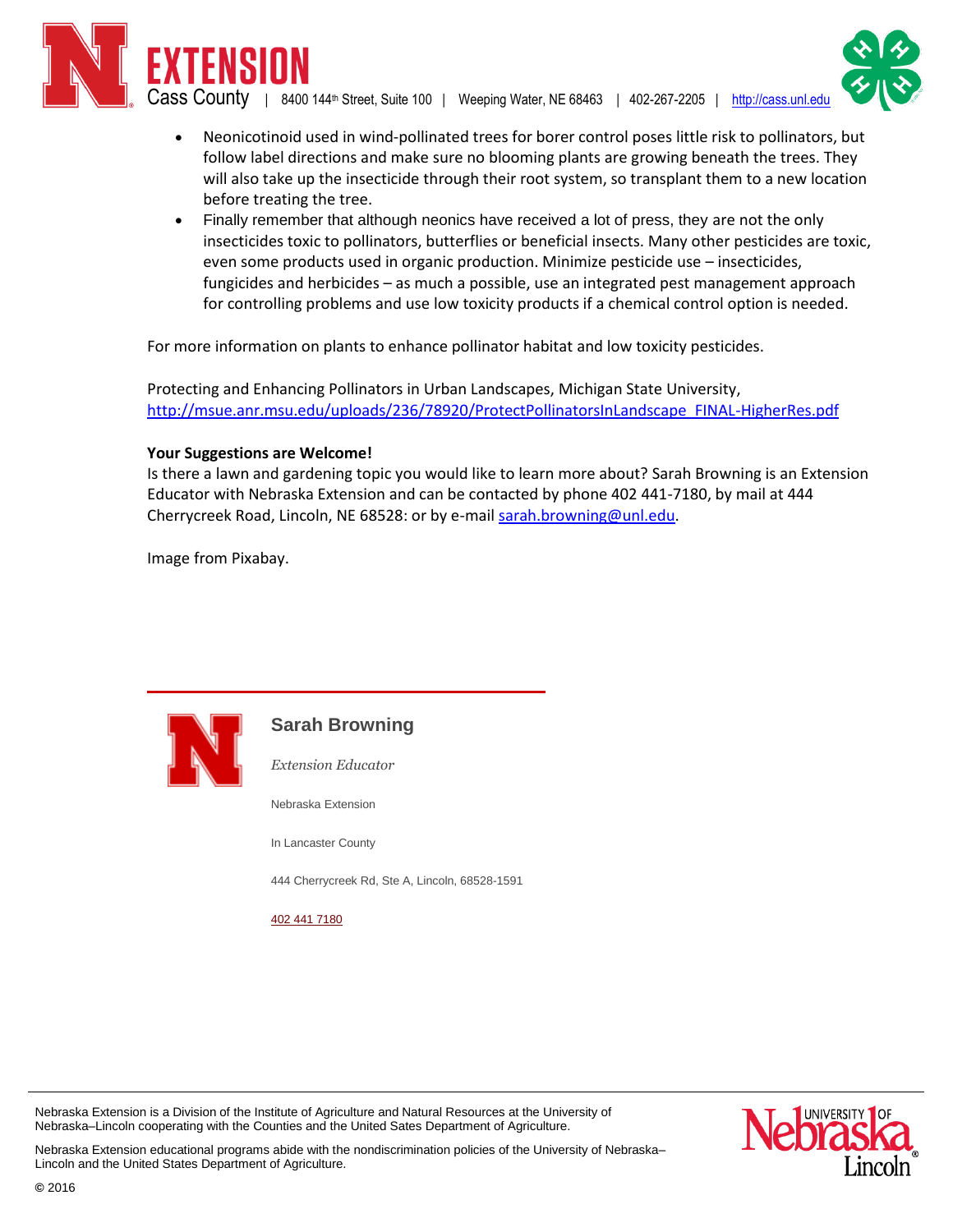- Neonicotinoid used in wind-pollinated trees for borer control poses little risk to pollinators, but follow label directions and make sure no blooming plants are growing beneath the trees. They will also take up the insecticide through their root system, so transplant them to a new location before treating the tree.
- Finally remember that although neonics have received a lot of press, they are not the only insecticides toxic to pollinators, butterflies or beneficial insects. Many other pesticides are toxic, even some products used in organic production. Minimize pesticide use – insecticides, fungicides and herbicides – as much a possible, use an integrated pest management approach for controlling problems and use low toxicity products if a chemical control option is needed.

For more information on plants to enhance pollinator habitat and low toxicity pesticides.

Protecting and Enhancing Pollinators in Urban Landscapes, Michigan State University, http://msue.anr.msu.edu/uploads/236/78920/ProtectPollinatorsInLandscape_FINAL-HigherRes.pdf

**Your Suggestions are Welcome!**
Is there a lawn and gardening topic you would like to learn more about? Sarah Browning is an Extension Educator with Nebraska Extension and can be contacted by phone 402 441-7180, by mail at 444 Cherrycreek Road, Lincoln, NE 68528: or by e-mail sarah.browning@unl.edu.

Image from Pixabay.

**Sarah Browning**

*Extension Educator*

Nebraska Extension

In Lancaster County

444 Cherrycreek Rd, Ste A, Lincoln, 68528-1591

402 441 7180

Nebraska Extension is a Division of the Institute of Agriculture and Natural Resources at the University of Nebraska–Lincoln cooperating with the Counties and the United Sates Department of Agriculture.

Nebraska Extension educational programs abide with the nondiscrimination policies of the University of Nebraska–Lincoln and the United States Department of Agriculture.

© 2016